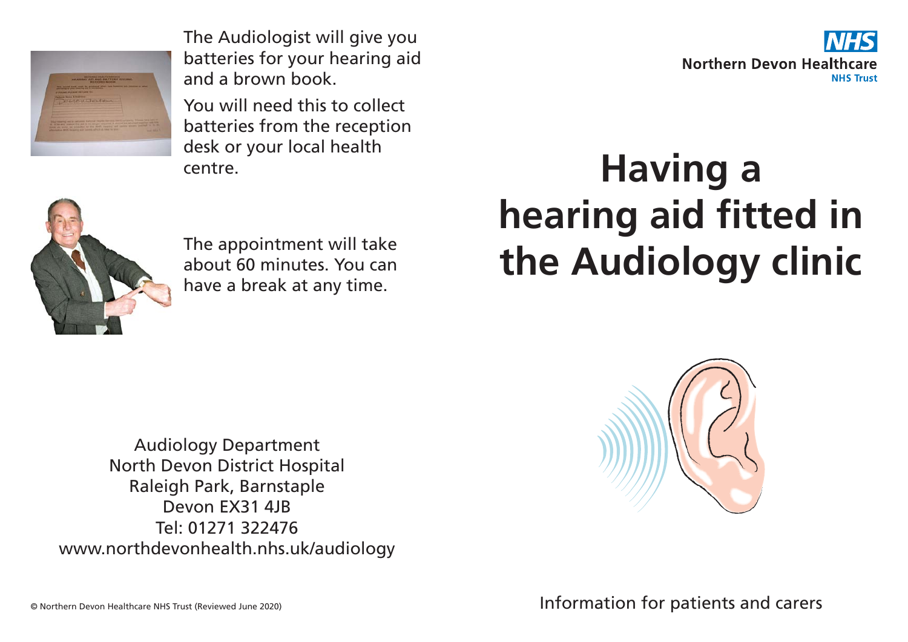The Audiologist will give you batteries for your hearing aid and a brown book.

You will need this to collect batteries from the reception desk or your local health centre.

The appointment will take about 60 minutes. You can have a break at any time.

Audiology Department
North Devon District Hospital
Raleigh Park, Barnstaple
Devon EX31 4JB
Tel: 01271 322476
www.northdevonhealth.nhs.uk/audiology

© Northern Devon Healthcare NHS Trust (Reviewed June 2020)

NHS
Northern Devon Healthcare
NHS Trust

# Having a hearing aid fitted in the Audiology clinic

Information for patients and carers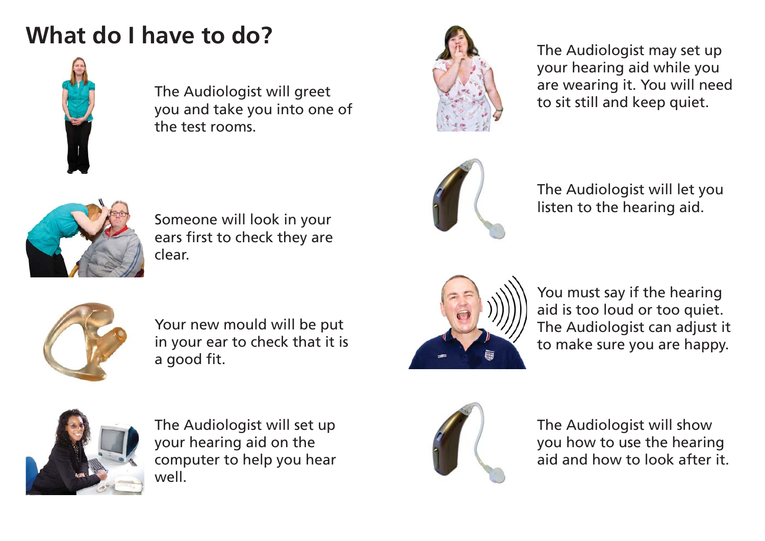## What do I have to do?

The Audiologist will greet you and take you into one of the test rooms.

Someone will look in your ears first to check they are clear.

Your new mould will be put in your ear to check that it is a good fit.

The Audiologist will set up your hearing aid on the computer to help you hear well.

The Audiologist may set up your hearing aid while you are wearing it. You will need to sit still and keep quiet.

The Audiologist will let you listen to the hearing aid.

You must say if the hearing aid is too loud or too quiet. The Audiologist can adjust it to make sure you are happy.

The Audiologist will show you how to use the hearing aid and how to look after it.